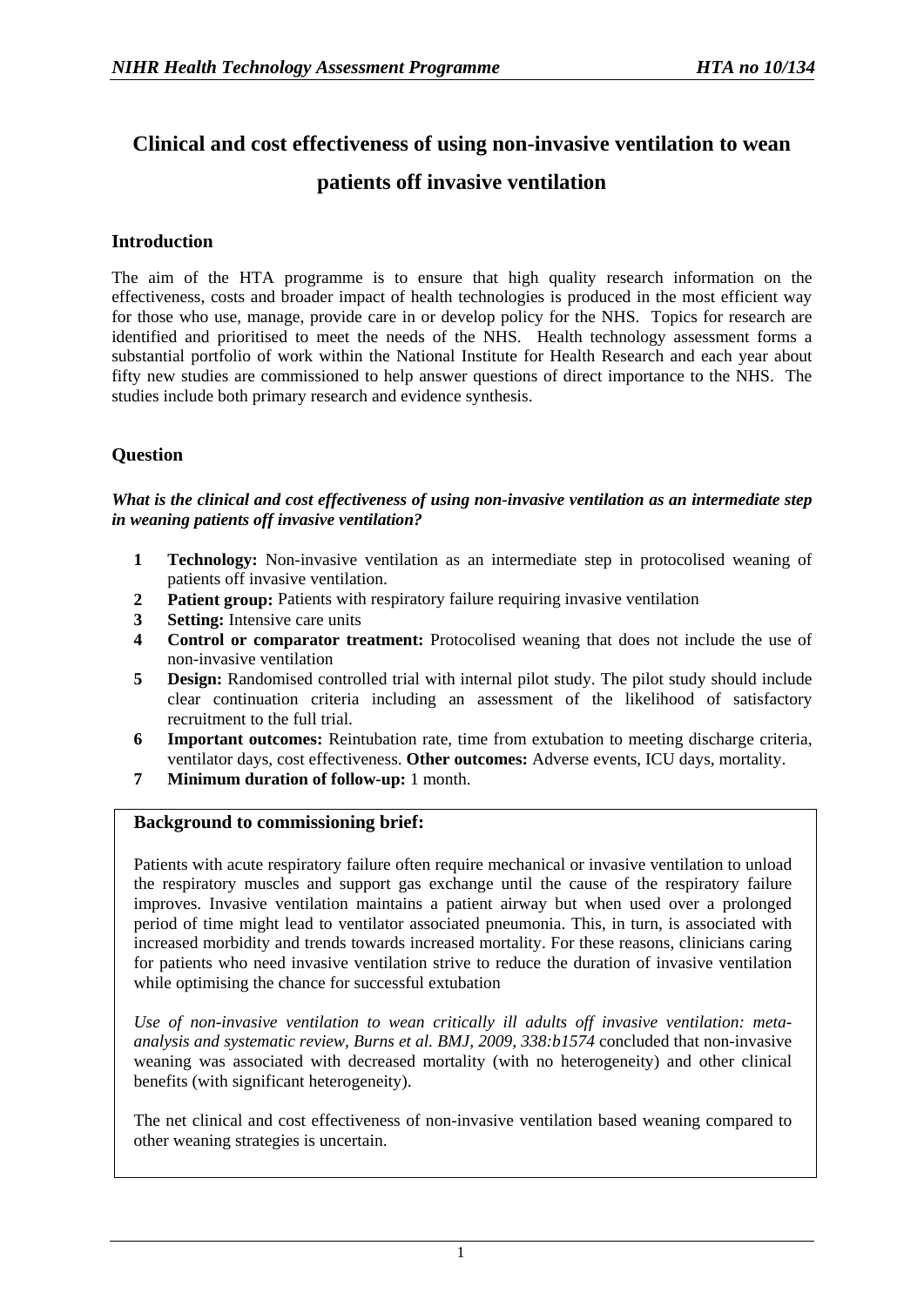# Clinical and cost effectiveness of using non-invasive ventilation to wean patients off invasive ventilation

## Introduction

The aim of the HTA programme is to ensure that high quality research information on the effectiveness, costs and broader impact of health technologies is produced in the most efficient way for those who use, manage, provide care in or develop policy for the NHS. Topics for research are identified and prioritised to meet the needs of the NHS. Health technology assessment forms a substantial portfolio of work within the National Institute for Health Research and each year about fifty new studies are commissioned to help answer questions of direct importance to the NHS. The studies include both primary research and evidence synthesis.

## Question

***What is the clinical and cost effectiveness of using non-invasive ventilation as an intermediate step in weaning patients off invasive ventilation?***

1. **Technology:** Non-invasive ventilation as an intermediate step in protocolised weaning of patients off invasive ventilation.
2. **Patient group:** Patients with respiratory failure requiring invasive ventilation
3. **Setting:** Intensive care units
4. **Control or comparator treatment:** Protocolised weaning that does not include the use of non-invasive ventilation
5. **Design:** Randomised controlled trial with internal pilot study. The pilot study should include clear continuation criteria including an assessment of the likelihood of satisfactory recruitment to the full trial.
6. **Important outcomes:** Reintubation rate, time from extubation to meeting discharge criteria, ventilator days, cost effectiveness. **Other outcomes:** Adverse events, ICU days, mortality.
7. **Minimum duration of follow-up:** 1 month.

### Background to commissioning brief:

Patients with acute respiratory failure often require mechanical or invasive ventilation to unload the respiratory muscles and support gas exchange until the cause of the respiratory failure improves. Invasive ventilation maintains a patient airway but when used over a prolonged period of time might lead to ventilator associated pneumonia. This, in turn, is associated with increased morbidity and trends towards increased mortality. For these reasons, clinicians caring for patients who need invasive ventilation strive to reduce the duration of invasive ventilation while optimising the chance for successful extubation

*Use of non-invasive ventilation to wean critically ill adults off invasive ventilation: meta-analysis and systematic review, Burns et al. BMJ, 2009, 338:b1574* concluded that non-invasive weaning was associated with decreased mortality (with no heterogeneity) and other clinical benefits (with significant heterogeneity).

The net clinical and cost effectiveness of non-invasive ventilation based weaning compared to other weaning strategies is uncertain.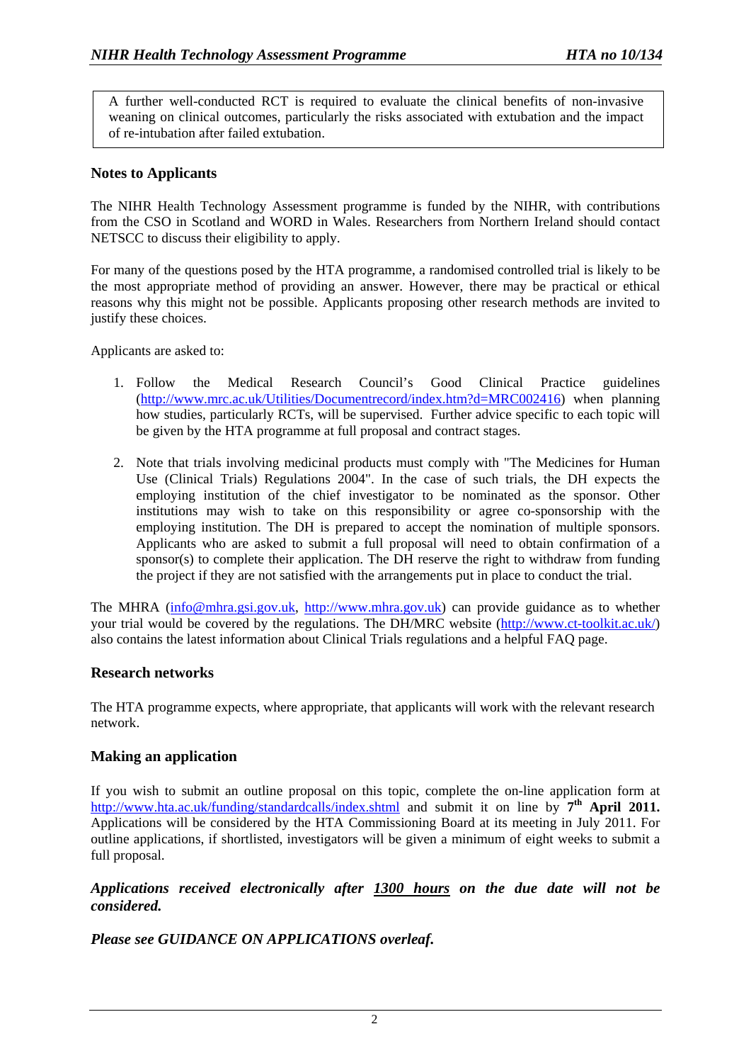A further well-conducted RCT is required to evaluate the clinical benefits of non-invasive weaning on clinical outcomes, particularly the risks associated with extubation and the impact of re-intubation after failed extubation.

## Notes to Applicants

The NIHR Health Technology Assessment programme is funded by the NIHR, with contributions from the CSO in Scotland and WORD in Wales. Researchers from Northern Ireland should contact NETSCC to discuss their eligibility to apply.

For many of the questions posed by the HTA programme, a randomised controlled trial is likely to be the most appropriate method of providing an answer. However, there may be practical or ethical reasons why this might not be possible. Applicants proposing other research methods are invited to justify these choices.

Applicants are asked to:

1. Follow the Medical Research Council's Good Clinical Practice guidelines (http://www.mrc.ac.uk/Utilities/Documentrecord/index.htm?d=MRC002416) when planning how studies, particularly RCTs, will be supervised. Further advice specific to each topic will be given by the HTA programme at full proposal and contract stages.

2. Note that trials involving medicinal products must comply with "The Medicines for Human Use (Clinical Trials) Regulations 2004". In the case of such trials, the DH expects the employing institution of the chief investigator to be nominated as the sponsor. Other institutions may wish to take on this responsibility or agree co-sponsorship with the employing institution. The DH is prepared to accept the nomination of multiple sponsors. Applicants who are asked to submit a full proposal will need to obtain confirmation of a sponsor(s) to complete their application. The DH reserve the right to withdraw from funding the project if they are not satisfied with the arrangements put in place to conduct the trial.

The MHRA (info@mhra.gsi.gov.uk, http://www.mhra.gov.uk) can provide guidance as to whether your trial would be covered by the regulations. The DH/MRC website (http://www.ct-toolkit.ac.uk/) also contains the latest information about Clinical Trials regulations and a helpful FAQ page.

## Research networks

The HTA programme expects, where appropriate, that applicants will work with the relevant research network.

## Making an application

If you wish to submit an outline proposal on this topic, complete the on-line application form at http://www.hta.ac.uk/funding/standardcalls/index.shtml and submit it on line by **7th April 2011.** Applications will be considered by the HTA Commissioning Board at its meeting in July 2011. For outline applications, if shortlisted, investigators will be given a minimum of eight weeks to submit a full proposal.

***Applications received electronically after 1300 hours on the due date will not be considered.***

***Please see GUIDANCE ON APPLICATIONS overleaf.***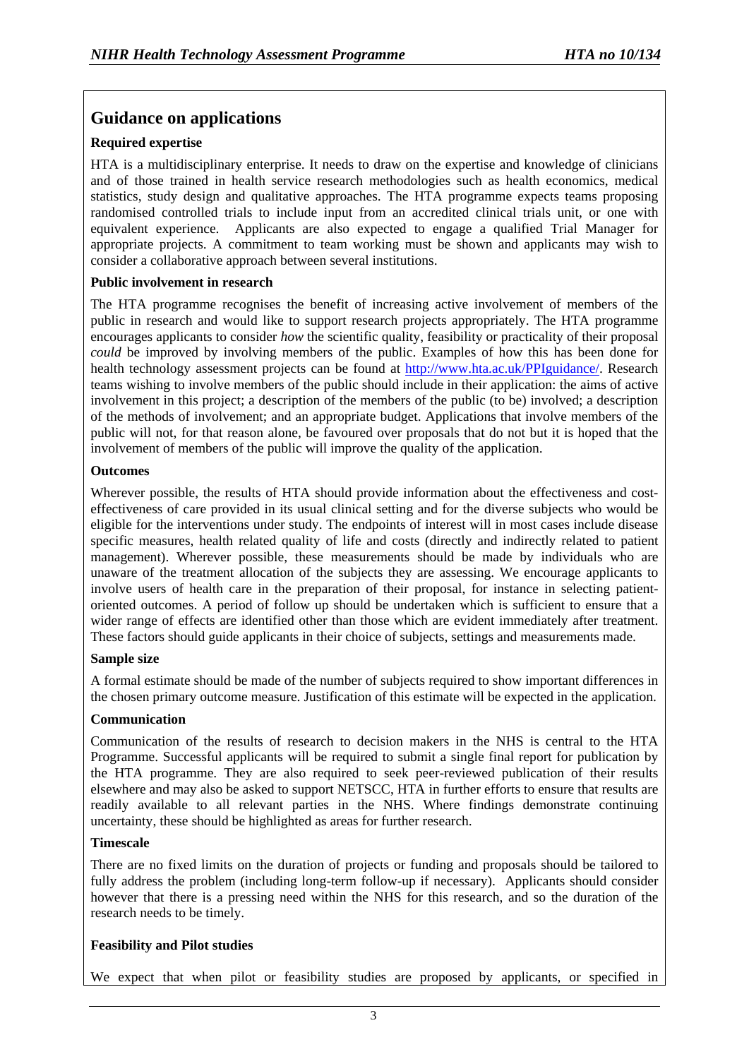## Guidance on applications

### Required expertise

HTA is a multidisciplinary enterprise. It needs to draw on the expertise and knowledge of clinicians and of those trained in health service research methodologies such as health economics, medical statistics, study design and qualitative approaches. The HTA programme expects teams proposing randomised controlled trials to include input from an accredited clinical trials unit, or one with equivalent experience. Applicants are also expected to engage a qualified Trial Manager for appropriate projects. A commitment to team working must be shown and applicants may wish to consider a collaborative approach between several institutions.

### Public involvement in research

The HTA programme recognises the benefit of increasing active involvement of members of the public in research and would like to support research projects appropriately. The HTA programme encourages applicants to consider *how* the scientific quality, feasibility or practicality of their proposal *could* be improved by involving members of the public. Examples of how this has been done for health technology assessment projects can be found at [http://www.hta.ac.uk/PPIguidance/](http://www.hta.ac.uk/PPIguidance/). Research teams wishing to involve members of the public should include in their application: the aims of active involvement in this project; a description of the members of the public (to be) involved; a description of the methods of involvement; and an appropriate budget. Applications that involve members of the public will not, for that reason alone, be favoured over proposals that do not but it is hoped that the involvement of members of the public will improve the quality of the application.

### Outcomes

Wherever possible, the results of HTA should provide information about the effectiveness and cost-effectiveness of care provided in its usual clinical setting and for the diverse subjects who would be eligible for the interventions under study. The endpoints of interest will in most cases include disease specific measures, health related quality of life and costs (directly and indirectly related to patient management). Wherever possible, these measurements should be made by individuals who are unaware of the treatment allocation of the subjects they are assessing. We encourage applicants to involve users of health care in the preparation of their proposal, for instance in selecting patient-oriented outcomes. A period of follow up should be undertaken which is sufficient to ensure that a wider range of effects are identified other than those which are evident immediately after treatment. These factors should guide applicants in their choice of subjects, settings and measurements made.

### Sample size

A formal estimate should be made of the number of subjects required to show important differences in the chosen primary outcome measure. Justification of this estimate will be expected in the application.

### Communication

Communication of the results of research to decision makers in the NHS is central to the HTA Programme. Successful applicants will be required to submit a single final report for publication by the HTA programme. They are also required to seek peer-reviewed publication of their results elsewhere and may also be asked to support NETSCC, HTA in further efforts to ensure that results are readily available to all relevant parties in the NHS. Where findings demonstrate continuing uncertainty, these should be highlighted as areas for further research.

### Timescale

There are no fixed limits on the duration of projects or funding and proposals should be tailored to fully address the problem (including long-term follow-up if necessary). Applicants should consider however that there is a pressing need within the NHS for this research, and so the duration of the research needs to be timely.

### Feasibility and Pilot studies

We expect that when pilot or feasibility studies are proposed by applicants, or specified in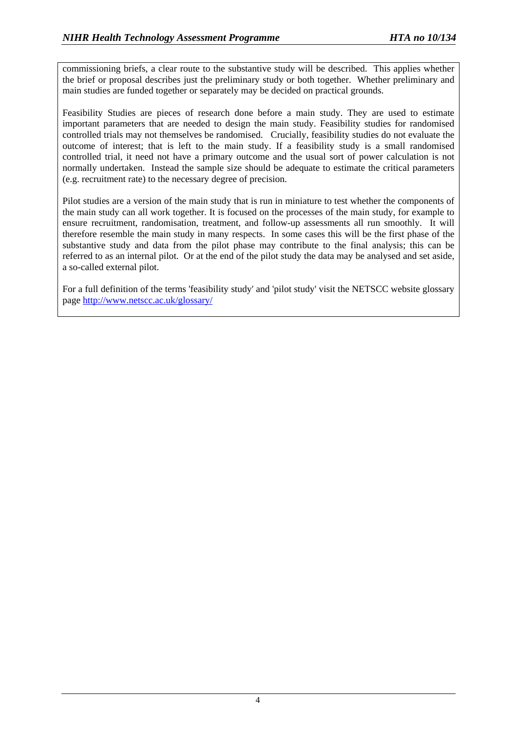commissioning briefs, a clear route to the substantive study will be described. This applies whether the brief or proposal describes just the preliminary study or both together. Whether preliminary and main studies are funded together or separately may be decided on practical grounds.

Feasibility Studies are pieces of research done before a main study. They are used to estimate important parameters that are needed to design the main study. Feasibility studies for randomised controlled trials may not themselves be randomised. Crucially, feasibility studies do not evaluate the outcome of interest; that is left to the main study. If a feasibility study is a small randomised controlled trial, it need not have a primary outcome and the usual sort of power calculation is not normally undertaken. Instead the sample size should be adequate to estimate the critical parameters (e.g. recruitment rate) to the necessary degree of precision.

Pilot studies are a version of the main study that is run in miniature to test whether the components of the main study can all work together. It is focused on the processes of the main study, for example to ensure recruitment, randomisation, treatment, and follow-up assessments all run smoothly. It will therefore resemble the main study in many respects. In some cases this will be the first phase of the substantive study and data from the pilot phase may contribute to the final analysis; this can be referred to as an internal pilot. Or at the end of the pilot study the data may be analysed and set aside, a so-called external pilot.

For a full definition of the terms 'feasibility study' and 'pilot study' visit the NETSCC website glossary page [http://www.netscc.ac.uk/glossary/](http://www.netscc.ac.uk/glossary/)